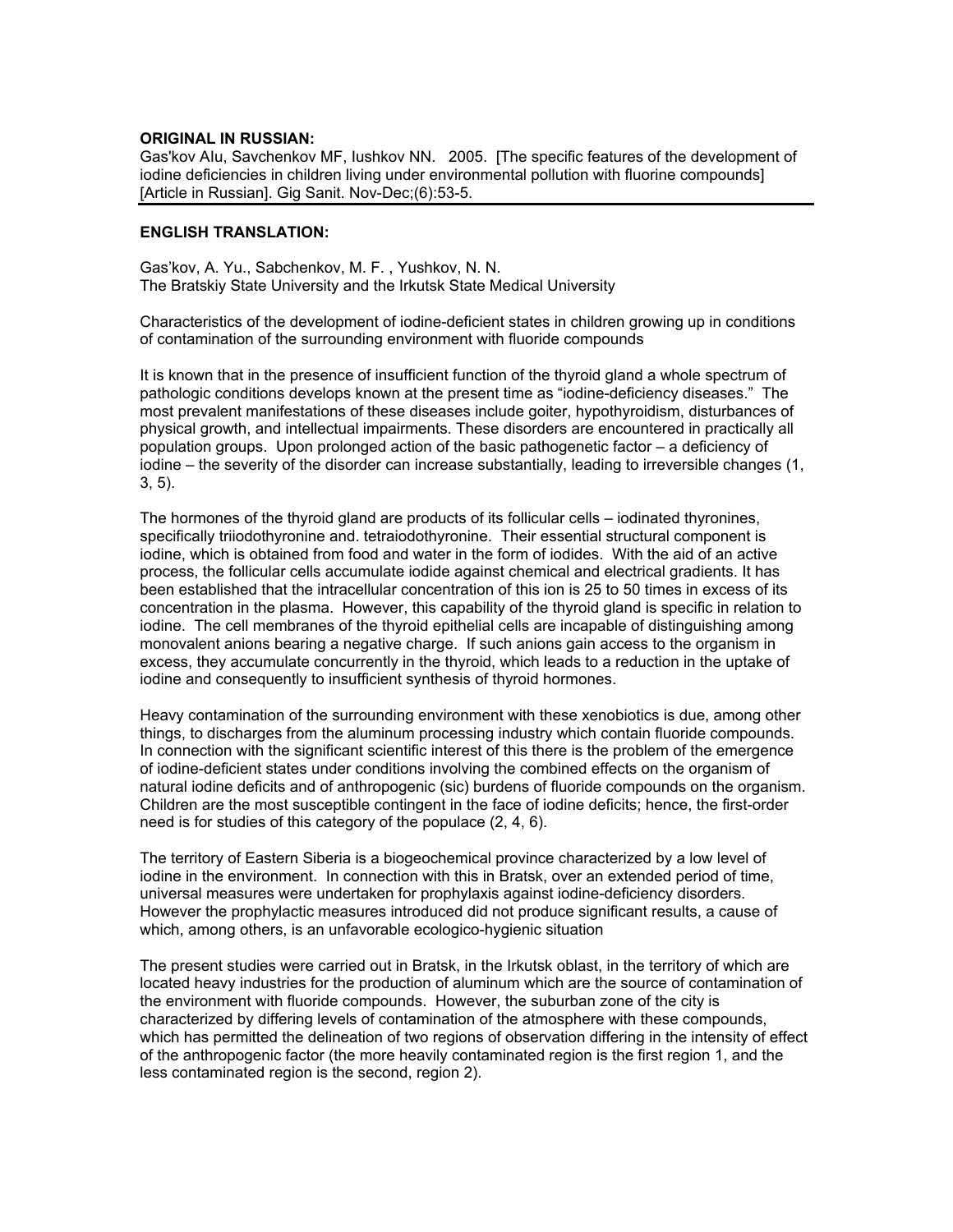**ORIGINAL IN RUSSIAN:**
Gas'kov AIu, Savchenkov MF, Iushkov NN. 2005. [The specific features of the development of iodine deficiencies in children living under environmental pollution with fluorine compounds] [Article in Russian]. Gig Sanit. Nov-Dec;(6):53-5.

**ENGLISH TRANSLATION:**

Gas'kov, A. Yu., Sabchenkov, M. F. , Yushkov, N. N.
The Bratskiy State University and the Irkutsk State Medical University

Characteristics of the development of iodine-deficient states in children growing up in conditions of contamination of the surrounding environment with fluoride compounds

It is known that in the presence of insufficient function of the thyroid gland a whole spectrum of pathologic conditions develops known at the present time as "iodine-deficiency diseases." The most prevalent manifestations of these diseases include goiter, hypothyroidism, disturbances of physical growth, and intellectual impairments. These disorders are encountered in practically all population groups. Upon prolonged action of the basic pathogenetic factor – a deficiency of iodine – the severity of the disorder can increase substantially, leading to irreversible changes (1, 3, 5).

The hormones of the thyroid gland are products of its follicular cells – iodinated thyronines, specifically triiodothyronine and. tetraiodothyronine. Their essential structural component is iodine, which is obtained from food and water in the form of iodides. With the aid of an active process, the follicular cells accumulate iodide against chemical and electrical gradients. It has been established that the intracellular concentration of this ion is 25 to 50 times in excess of its concentration in the plasma. However, this capability of the thyroid gland is specific in relation to iodine. The cell membranes of the thyroid epithelial cells are incapable of distinguishing among monovalent anions bearing a negative charge. If such anions gain access to the organism in excess, they accumulate concurrently in the thyroid, which leads to a reduction in the uptake of iodine and consequently to insufficient synthesis of thyroid hormones.

Heavy contamination of the surrounding environment with these xenobiotics is due, among other things, to discharges from the aluminum processing industry which contain fluoride compounds. In connection with the significant scientific interest of this there is the problem of the emergence of iodine-deficient states under conditions involving the combined effects on the organism of natural iodine deficits and of anthropogenic (sic) burdens of fluoride compounds on the organism. Children are the most susceptible contingent in the face of iodine deficits; hence, the first-order need is for studies of this category of the populace (2, 4, 6).

The territory of Eastern Siberia is a biogeochemical province characterized by a low level of iodine in the environment. In connection with this in Bratsk, over an extended period of time, universal measures were undertaken for prophylaxis against iodine-deficiency disorders. However the prophylactic measures introduced did not produce significant results, a cause of which, among others, is an unfavorable ecologico-hygienic situation

The present studies were carried out in Bratsk, in the Irkutsk oblast, in the territory of which are located heavy industries for the production of aluminum which are the source of contamination of the environment with fluoride compounds. However, the suburban zone of the city is characterized by differing levels of contamination of the atmosphere with these compounds, which has permitted the delineation of two regions of observation differing in the intensity of effect of the anthropogenic factor (the more heavily contaminated region is the first region 1, and the less contaminated region is the second, region 2).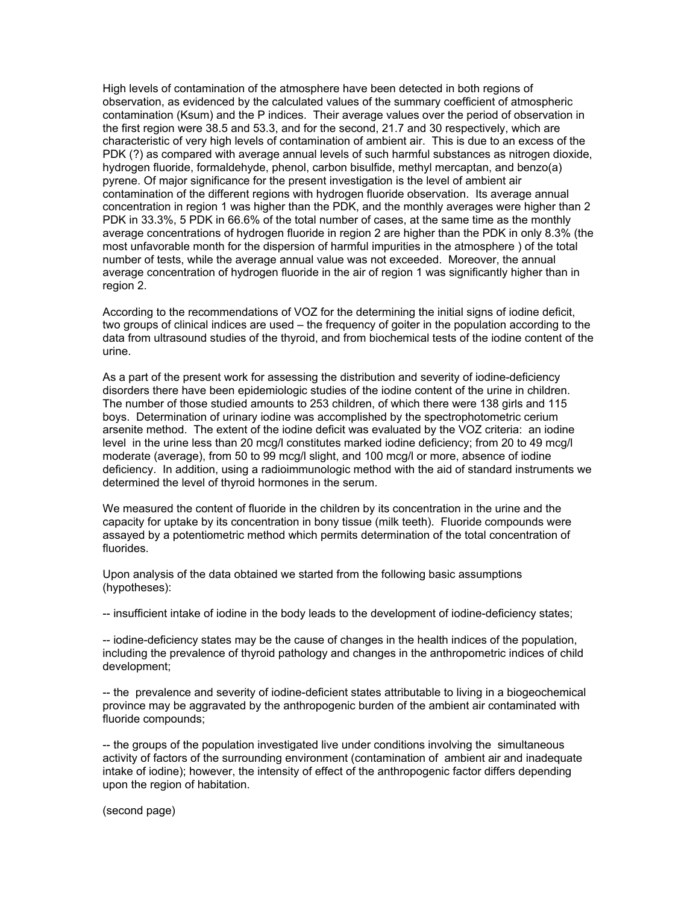High levels of contamination of the atmosphere have been detected in both regions of observation, as evidenced by the calculated values of the summary coefficient of atmospheric contamination (Ksum) and the P indices. Their average values over the period of observation in the first region were 38.5 and 53.3, and for the second, 21.7 and 30 respectively, which are characteristic of very high levels of contamination of ambient air. This is due to an excess of the PDK (?) as compared with average annual levels of such harmful substances as nitrogen dioxide, hydrogen fluoride, formaldehyde, phenol, carbon bisulfide, methyl mercaptan, and benzo(a) pyrene. Of major significance for the present investigation is the level of ambient air contamination of the different regions with hydrogen fluoride observation. Its average annual concentration in region 1 was higher than the PDK, and the monthly averages were higher than 2 PDK in 33.3%, 5 PDK in 66.6% of the total number of cases, at the same time as the monthly average concentrations of hydrogen fluoride in region 2 are higher than the PDK in only 8.3% (the most unfavorable month for the dispersion of harmful impurities in the atmosphere ) of the total number of tests, while the average annual value was not exceeded. Moreover, the annual average concentration of hydrogen fluoride in the air of region 1 was significantly higher than in region 2.

According to the recommendations of VOZ for the determining the initial signs of iodine deficit, two groups of clinical indices are used – the frequency of goiter in the population according to the data from ultrasound studies of the thyroid, and from biochemical tests of the iodine content of the urine.

As a part of the present work for assessing the distribution and severity of iodine-deficiency disorders there have been epidemiologic studies of the iodine content of the urine in children. The number of those studied amounts to 253 children, of which there were 138 girls and 115 boys. Determination of urinary iodine was accomplished by the spectrophotometric cerium arsenite method. The extent of the iodine deficit was evaluated by the VOZ criteria: an iodine level in the urine less than 20 mcg/l constitutes marked iodine deficiency; from 20 to 49 mcg/l moderate (average), from 50 to 99 mcg/l slight, and 100 mcg/l or more, absence of iodine deficiency. In addition, using a radioimmunologic method with the aid of standard instruments we determined the level of thyroid hormones in the serum.

We measured the content of fluoride in the children by its concentration in the urine and the capacity for uptake by its concentration in bony tissue (milk teeth). Fluoride compounds were assayed by a potentiometric method which permits determination of the total concentration of fluorides.

Upon analysis of the data obtained we started from the following basic assumptions (hypotheses):

-- insufficient intake of iodine in the body leads to the development of iodine-deficiency states;

-- iodine-deficiency states may be the cause of changes in the health indices of the population, including the prevalence of thyroid pathology and changes in the anthropometric indices of child development;

-- the prevalence and severity of iodine-deficient states attributable to living in a biogeochemical province may be aggravated by the anthropogenic burden of the ambient air contaminated with fluoride compounds;

-- the groups of the population investigated live under conditions involving the simultaneous activity of factors of the surrounding environment (contamination of ambient air and inadequate intake of iodine); however, the intensity of effect of the anthropogenic factor differs depending upon the region of habitation.

(second page)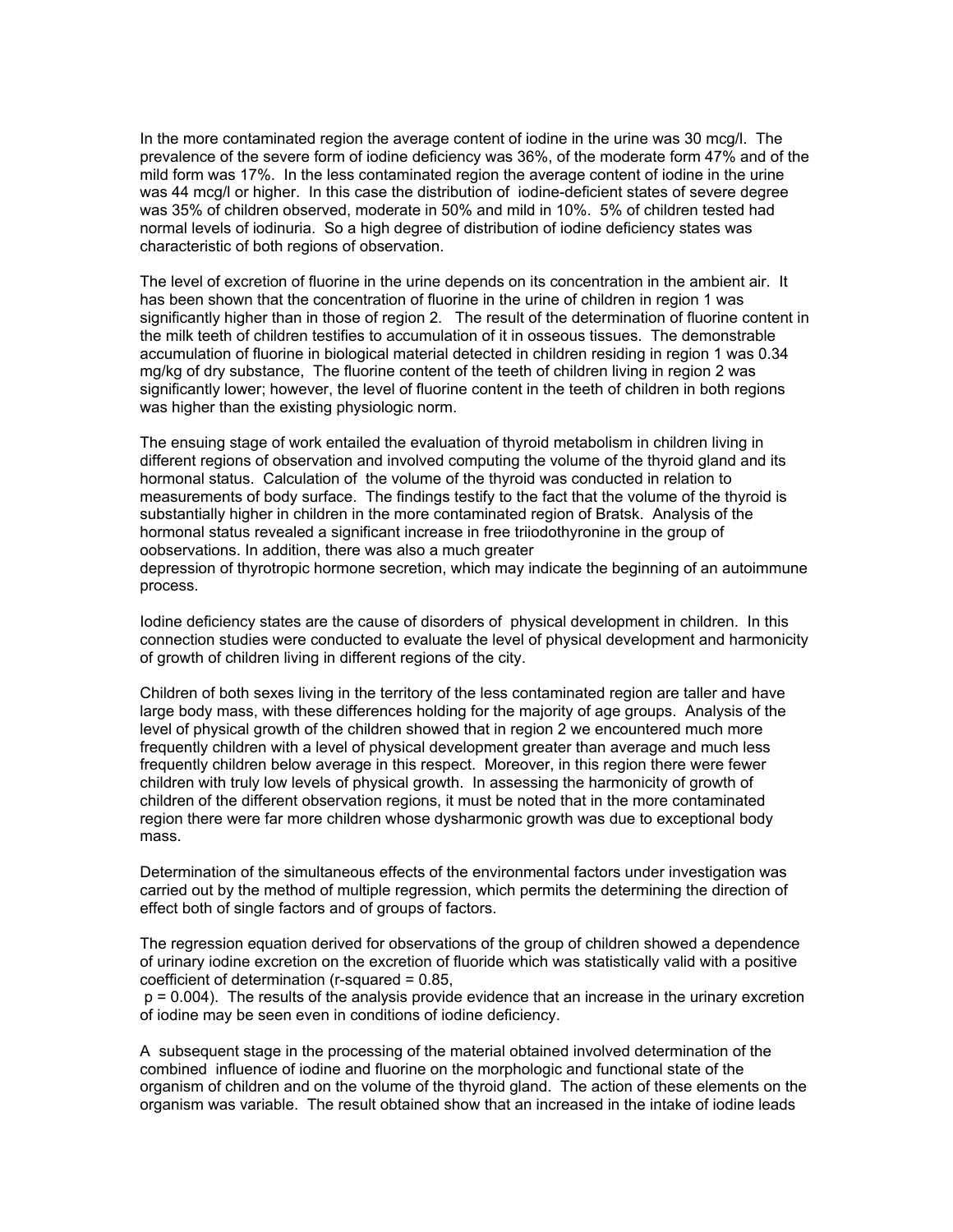In the more contaminated region the average content of iodine in the urine was 30 mcg/l. The prevalence of the severe form of iodine deficiency was 36%, of the moderate form 47% and of the mild form was 17%. In the less contaminated region the average content of iodine in the urine was 44 mcg/l or higher. In this case the distribution of iodine-deficient states of severe degree was 35% of children observed, moderate in 50% and mild in 10%. 5% of children tested had normal levels of iodinuria. So a high degree of distribution of iodine deficiency states was characteristic of both regions of observation.

The level of excretion of fluorine in the urine depends on its concentration in the ambient air. It has been shown that the concentration of fluorine in the urine of children in region 1 was significantly higher than in those of region 2. The result of the determination of fluorine content in the milk teeth of children testifies to accumulation of it in osseous tissues. The demonstrable accumulation of fluorine in biological material detected in children residing in region 1 was 0.34 mg/kg of dry substance, The fluorine content of the teeth of children living in region 2 was significantly lower; however, the level of fluorine content in the teeth of children in both regions was higher than the existing physiologic norm.

The ensuing stage of work entailed the evaluation of thyroid metabolism in children living in different regions of observation and involved computing the volume of the thyroid gland and its hormonal status. Calculation of the volume of the thyroid was conducted in relation to measurements of body surface. The findings testify to the fact that the volume of the thyroid is substantially higher in children in the more contaminated region of Bratsk. Analysis of the hormonal status revealed a significant increase in free triiodothyronine in the group of oobservations. In addition, there was also a much greater depression of thyrotropic hormone secretion, which may indicate the beginning of an autoimmune process.

Iodine deficiency states are the cause of disorders of physical development in children. In this connection studies were conducted to evaluate the level of physical development and harmonicity of growth of children living in different regions of the city.

Children of both sexes living in the territory of the less contaminated region are taller and have large body mass, with these differences holding for the majority of age groups. Analysis of the level of physical growth of the children showed that in region 2 we encountered much more frequently children with a level of physical development greater than average and much less frequently children below average in this respect. Moreover, in this region there were fewer children with truly low levels of physical growth. In assessing the harmonicity of growth of children of the different observation regions, it must be noted that in the more contaminated region there were far more children whose dysharmonic growth was due to exceptional body mass.

Determination of the simultaneous effects of the environmental factors under investigation was carried out by the method of multiple regression, which permits the determining the direction of effect both of single factors and of groups of factors.

The regression equation derived for observations of the group of children showed a dependence of urinary iodine excretion on the excretion of fluoride which was statistically valid with a positive coefficient of determination (r-squared = 0.85, $p = 0.004$). The results of the analysis provide evidence that an increase in the urinary excretion of iodine may be seen even in conditions of iodine deficiency.

A subsequent stage in the processing of the material obtained involved determination of the combined influence of iodine and fluorine on the morphologic and functional state of the organism of children and on the volume of the thyroid gland. The action of these elements on the organism was variable. The result obtained show that an increased in the intake of iodine leads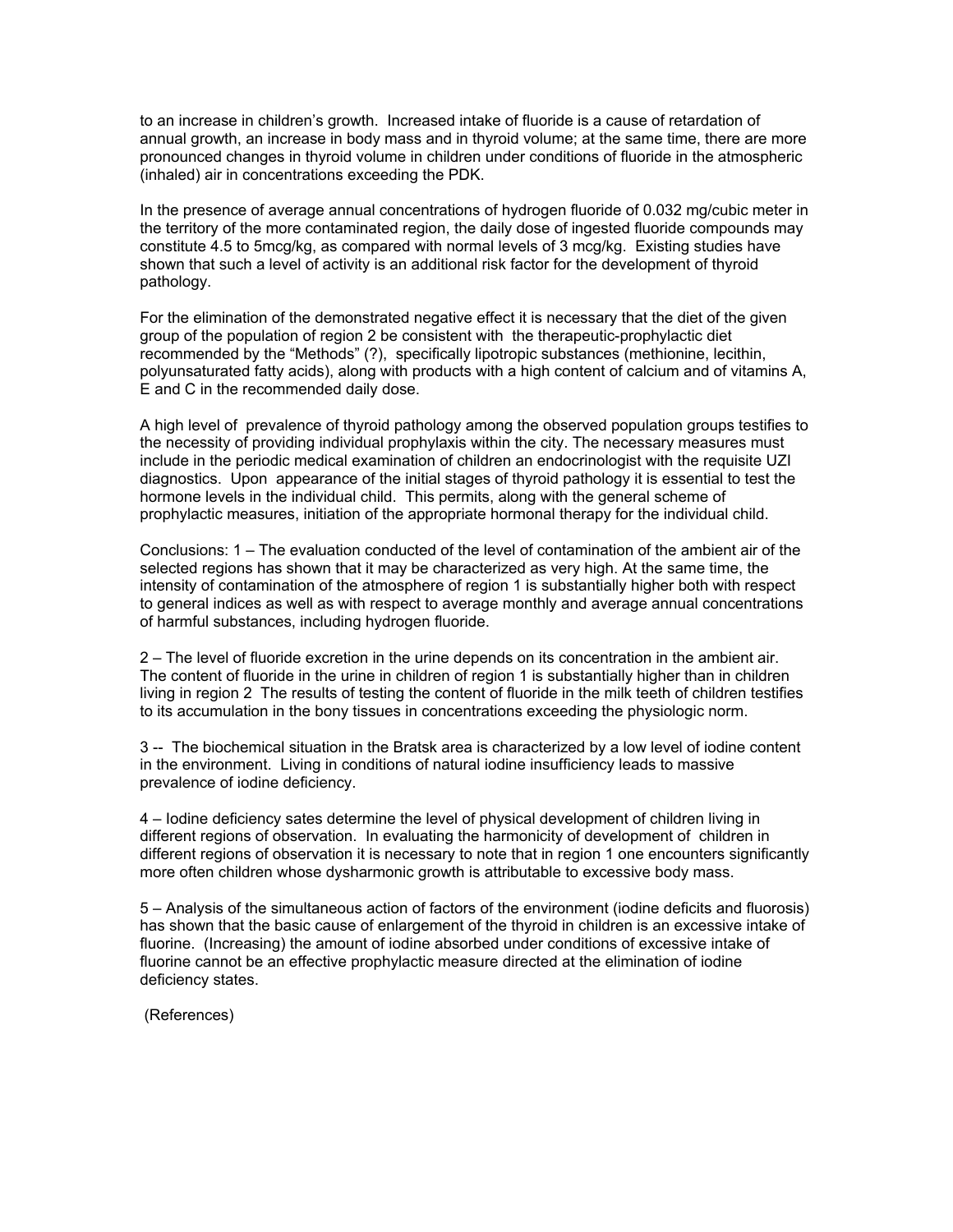to an increase in children's growth. Increased intake of fluoride is a cause of retardation of annual growth, an increase in body mass and in thyroid volume; at the same time, there are more pronounced changes in thyroid volume in children under conditions of fluoride in the atmospheric (inhaled) air in concentrations exceeding the PDK.

In the presence of average annual concentrations of hydrogen fluoride of 0.032 mg/cubic meter in the territory of the more contaminated region, the daily dose of ingested fluoride compounds may constitute 4.5 to 5mcg/kg, as compared with normal levels of 3 mcg/kg. Existing studies have shown that such a level of activity is an additional risk factor for the development of thyroid pathology.

For the elimination of the demonstrated negative effect it is necessary that the diet of the given group of the population of region 2 be consistent with the therapeutic-prophylactic diet recommended by the "Methods" (?), specifically lipotropic substances (methionine, lecithin, polyunsaturated fatty acids), along with products with a high content of calcium and of vitamins A, E and C in the recommended daily dose.

A high level of prevalence of thyroid pathology among the observed population groups testifies to the necessity of providing individual prophylaxis within the city. The necessary measures must include in the periodic medical examination of children an endocrinologist with the requisite UZI diagnostics. Upon appearance of the initial stages of thyroid pathology it is essential to test the hormone levels in the individual child. This permits, along with the general scheme of prophylactic measures, initiation of the appropriate hormonal therapy for the individual child.

Conclusions: 1 – The evaluation conducted of the level of contamination of the ambient air of the selected regions has shown that it may be characterized as very high. At the same time, the intensity of contamination of the atmosphere of region 1 is substantially higher both with respect to general indices as well as with respect to average monthly and average annual concentrations of harmful substances, including hydrogen fluoride.

2 – The level of fluoride excretion in the urine depends on its concentration in the ambient air. The content of fluoride in the urine in children of region 1 is substantially higher than in children living in region 2 The results of testing the content of fluoride in the milk teeth of children testifies to its accumulation in the bony tissues in concentrations exceeding the physiologic norm.

3 -- The biochemical situation in the Bratsk area is characterized by a low level of iodine content in the environment. Living in conditions of natural iodine insufficiency leads to massive prevalence of iodine deficiency.

4 – Iodine deficiency sates determine the level of physical development of children living in different regions of observation. In evaluating the harmonicity of development of children in different regions of observation it is necessary to note that in region 1 one encounters significantly more often children whose dysharmonic growth is attributable to excessive body mass.

5 – Analysis of the simultaneous action of factors of the environment (iodine deficits and fluorosis) has shown that the basic cause of enlargement of the thyroid in children is an excessive intake of fluorine. (Increasing) the amount of iodine absorbed under conditions of excessive intake of fluorine cannot be an effective prophylactic measure directed at the elimination of iodine deficiency states.

(References)